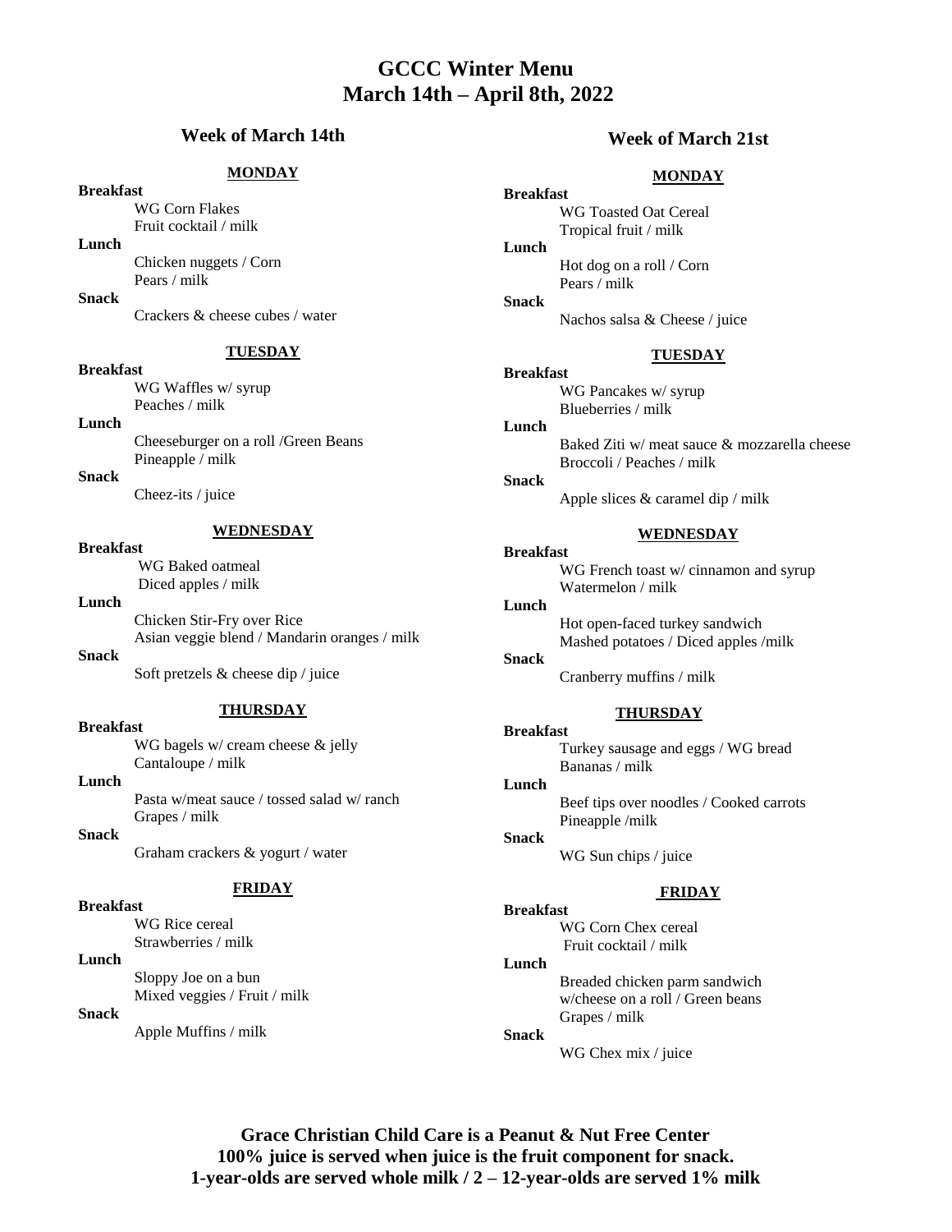# GCCC Winter Menu
# March 14th – April 8th, 2022

## Week of March 14th

### MONDAY

**Breakfast**

WG Corn Flakes
Fruit cocktail / milk

**Lunch**

Chicken nuggets / Corn
Pears / milk

**Snack**

Crackers & cheese cubes / water

### TUESDAY

**Breakfast**

WG Waffles w/ syrup
Peaches / milk

**Lunch**

Cheeseburger on a roll /Green Beans
Pineapple / milk

**Snack**

Cheez-its / juice

### WEDNESDAY

**Breakfast**

WG Baked oatmeal
Diced apples / milk

**Lunch**

Chicken Stir-Fry over Rice
Asian veggie blend / Mandarin oranges / milk

**Snack**

Soft pretzels & cheese dip / juice

### THURSDAY

**Breakfast**

WG bagels w/ cream cheese & jelly
Cantaloupe / milk

**Lunch**

Pasta w/meat sauce / tossed salad w/ ranch
Grapes / milk

**Snack**

Graham crackers & yogurt / water

### FRIDAY

**Breakfast**

WG Rice cereal
Strawberries / milk

**Lunch**

Sloppy Joe on a bun
Mixed veggies / Fruit / milk

**Snack**

Apple Muffins / milk

## Week of March 21st

### MONDAY

**Breakfast**

WG Toasted Oat Cereal
Tropical fruit / milk

**Lunch**

Hot dog on a roll / Corn
Pears / milk

**Snack**

Nachos salsa & Cheese / juice

### TUESDAY

**Breakfast**

WG Pancakes w/ syrup
Blueberries / milk

**Lunch**

Baked Ziti w/ meat sauce & mozzarella cheese
Broccoli / Peaches / milk

**Snack**

Apple slices & caramel dip / milk

### WEDNESDAY

**Breakfast**

WG French toast w/ cinnamon and syrup
Watermelon / milk

**Lunch**

Hot open-faced turkey sandwich
Mashed potatoes / Diced apples /milk

**Snack**

Cranberry muffins / milk

### THURSDAY

**Breakfast**

Turkey sausage and eggs / WG bread
Bananas / milk

**Lunch**

Beef tips over noodles / Cooked carrots
Pineapple /milk

**Snack**

WG Sun chips / juice

### FRIDAY

**Breakfast**

WG Corn Chex cereal
Fruit cocktail / milk

**Lunch**

Breaded chicken parm sandwich
w/cheese on a roll / Green beans
Grapes / milk

**Snack**

WG Chex mix / juice

**Grace Christian Child Care is a Peanut & Nut Free Center**
**100% juice is served when juice is the fruit component for snack.**
**1-year-olds are served whole milk / 2 – 12-year-olds are served 1% milk**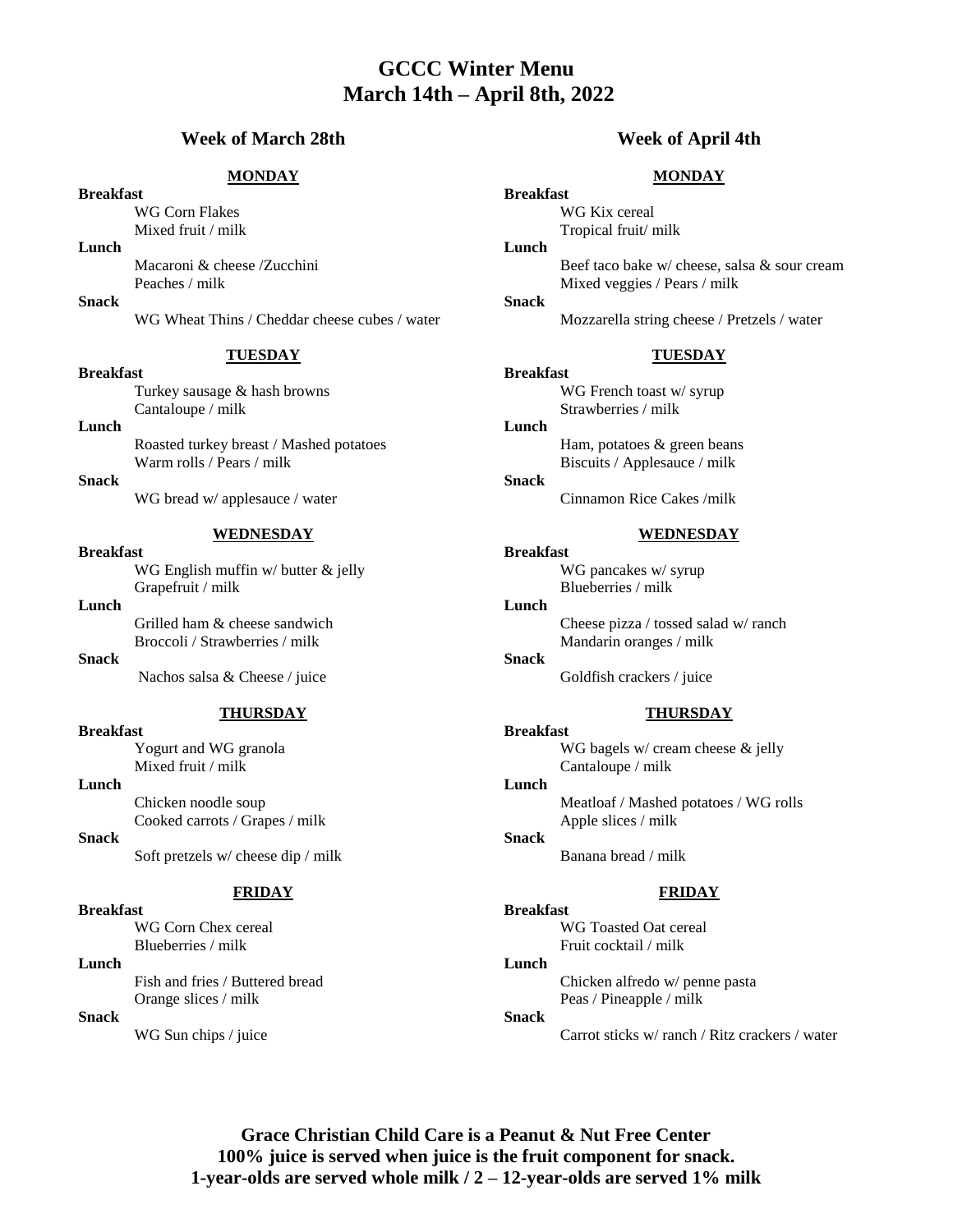# GCCC Winter Menu
# March 14th – April 8th, 2022

## Week of March 28th

### MONDAY

**Breakfast**
WG Corn Flakes
Mixed fruit / milk

**Lunch**
Macaroni & cheese /Zucchini
Peaches / milk

**Snack**
WG Wheat Thins / Cheddar cheese cubes / water

### TUESDAY

**Breakfast**
Turkey sausage & hash browns
Cantaloupe / milk

**Lunch**
Roasted turkey breast / Mashed potatoes
Warm rolls / Pears / milk

**Snack**
WG bread w/ applesauce / water

### WEDNESDAY

**Breakfast**
WG English muffin w/ butter & jelly
Grapefruit / milk

**Lunch**
Grilled ham & cheese sandwich
Broccoli / Strawberries / milk

**Snack**
Nachos salsa & Cheese / juice

### THURSDAY

**Breakfast**
Yogurt and WG granola
Mixed fruit / milk

**Lunch**
Chicken noodle soup
Cooked carrots / Grapes / milk

**Snack**
Soft pretzels w/ cheese dip / milk

### FRIDAY

**Breakfast**
WG Corn Chex cereal
Blueberries / milk

**Lunch**
Fish and fries / Buttered bread
Orange slices / milk

**Snack**
WG Sun chips / juice

## Week of April 4th

### MONDAY

**Breakfast**
WG Kix cereal
Tropical fruit/ milk

**Lunch**
Beef taco bake w/ cheese, salsa & sour cream
Mixed veggies / Pears / milk

**Snack**
Mozzarella string cheese / Pretzels / water

### TUESDAY

**Breakfast**
WG French toast w/ syrup
Strawberries / milk

**Lunch**
Ham, potatoes & green beans
Biscuits / Applesauce / milk

**Snack**
Cinnamon Rice Cakes /milk

### WEDNESDAY

**Breakfast**
WG pancakes w/ syrup
Blueberries / milk

**Lunch**
Cheese pizza / tossed salad w/ ranch
Mandarin oranges / milk

**Snack**
Goldfish crackers / juice

### THURSDAY

**Breakfast**
WG bagels w/ cream cheese & jelly
Cantaloupe / milk

**Lunch**
Meatloaf / Mashed potatoes / WG rolls
Apple slices / milk

**Snack**
Banana bread / milk

### FRIDAY

**Breakfast**
WG Toasted Oat cereal
Fruit cocktail / milk

**Lunch**
Chicken alfredo w/ penne pasta
Peas / Pineapple / milk

**Snack**
Carrot sticks w/ ranch / Ritz crackers / water

**Grace Christian Child Care is a Peanut & Nut Free Center**
**100% juice is served when juice is the fruit component for snack.**
**1-year-olds are served whole milk / 2 – 12-year-olds are served 1% milk**